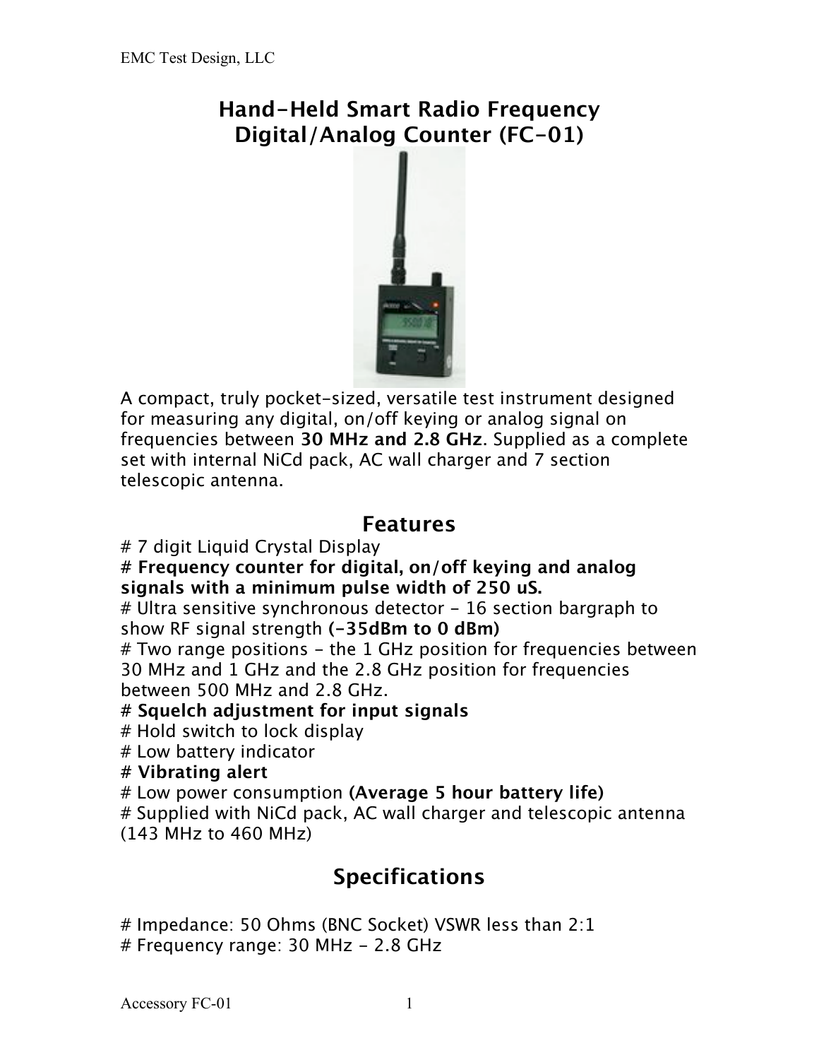# Hand-Held Smart Radio Frequency Digital/Analog Counter (FC-01)

A compact, truly pocket-sized, versatile test instrument designed for measuring any digital, on/off keying or analog signal on frequencies between **30 MHz and 2.8 GHz**. Supplied as a complete set with internal NiCd pack, AC wall charger and 7 section telescopic antenna.

## Features

# 7 digit Liquid Crystal Display
# **Frequency counter for digital, on/off keying and analog signals with a minimum pulse width of 250 uS.**
# Ultra sensitive synchronous detector - 16 section bargraph to show RF signal strength **(-35dBm to 0 dBm)**
# Two range positions - the 1 GHz position for frequencies between 30 MHz and 1 GHz and the 2.8 GHz position for frequencies between 500 MHz and 2.8 GHz.
# **Squelch adjustment for input signals**
# Hold switch to lock display
# Low battery indicator
# **Vibrating alert**
# Low power consumption **(Average 5 hour battery life)**
# Supplied with NiCd pack, AC wall charger and telescopic antenna (143 MHz to 460 MHz)

## Specifications

# Impedance: 50 Ohms (BNC Socket) VSWR less than 2:1
# Frequency range: 30 MHz - 2.8 GHz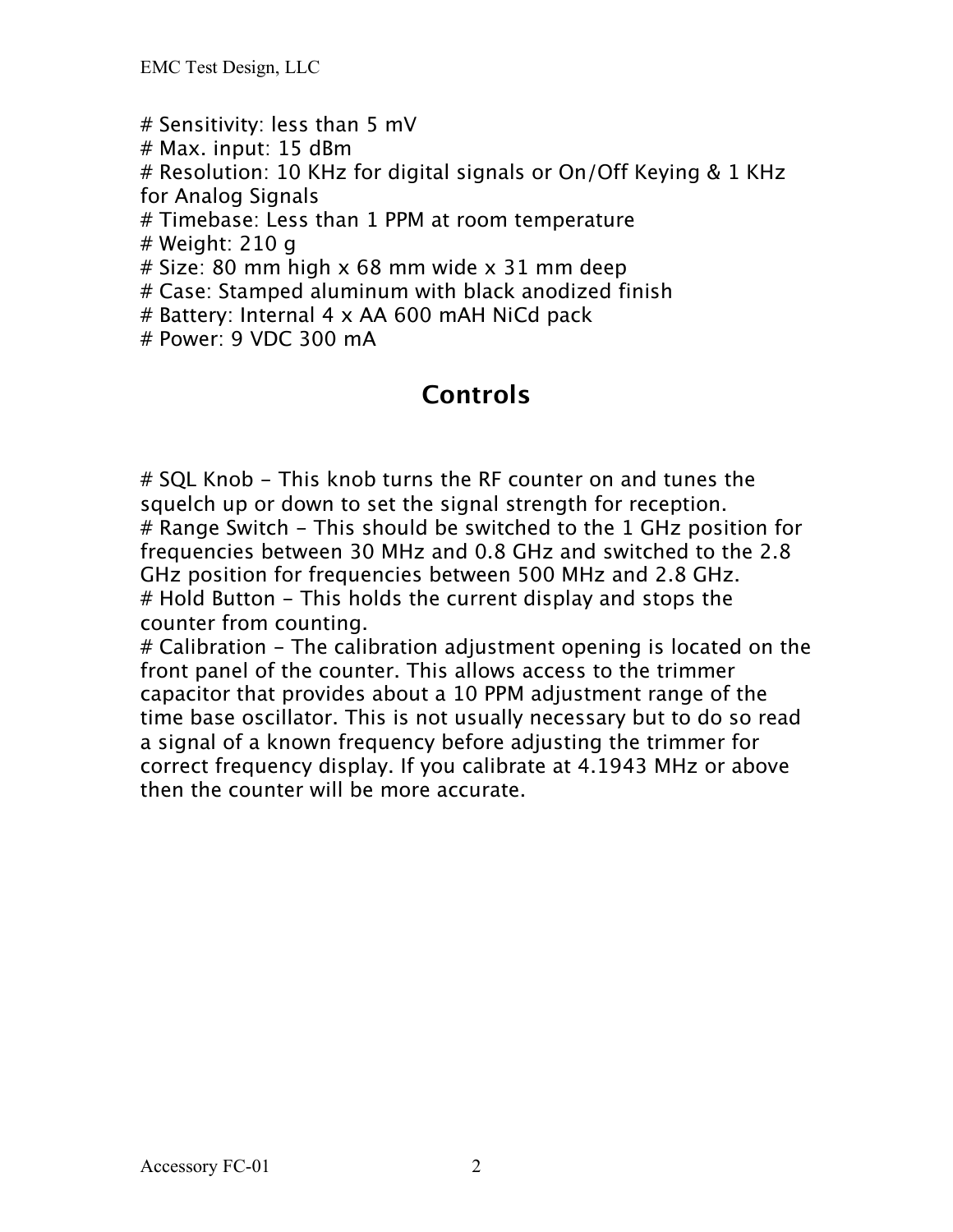# Sensitivity: less than 5 mV
# Max. input: 15 dBm
# Resolution: 10 KHz for digital signals or On/Off Keying & 1 KHz for Analog Signals
# Timebase: Less than 1 PPM at room temperature
# Weight: 210 g
# Size: 80 mm high x 68 mm wide x 31 mm deep
# Case: Stamped aluminum with black anodized finish
# Battery: Internal 4 x AA 600 mAH NiCd pack
# Power: 9 VDC 300 mA

## Controls

# SQL Knob - This knob turns the RF counter on and tunes the squelch up or down to set the signal strength for reception.
# Range Switch - This should be switched to the 1 GHz position for frequencies between 30 MHz and 0.8 GHz and switched to the 2.8 GHz position for frequencies between 500 MHz and 2.8 GHz.
# Hold Button - This holds the current display and stops the counter from counting.
# Calibration - The calibration adjustment opening is located on the front panel of the counter. This allows access to the trimmer capacitor that provides about a 10 PPM adjustment range of the time base oscillator. This is not usually necessary but to do so read a signal of a known frequency before adjusting the trimmer for correct frequency display. If you calibrate at 4.1943 MHz or above then the counter will be more accurate.